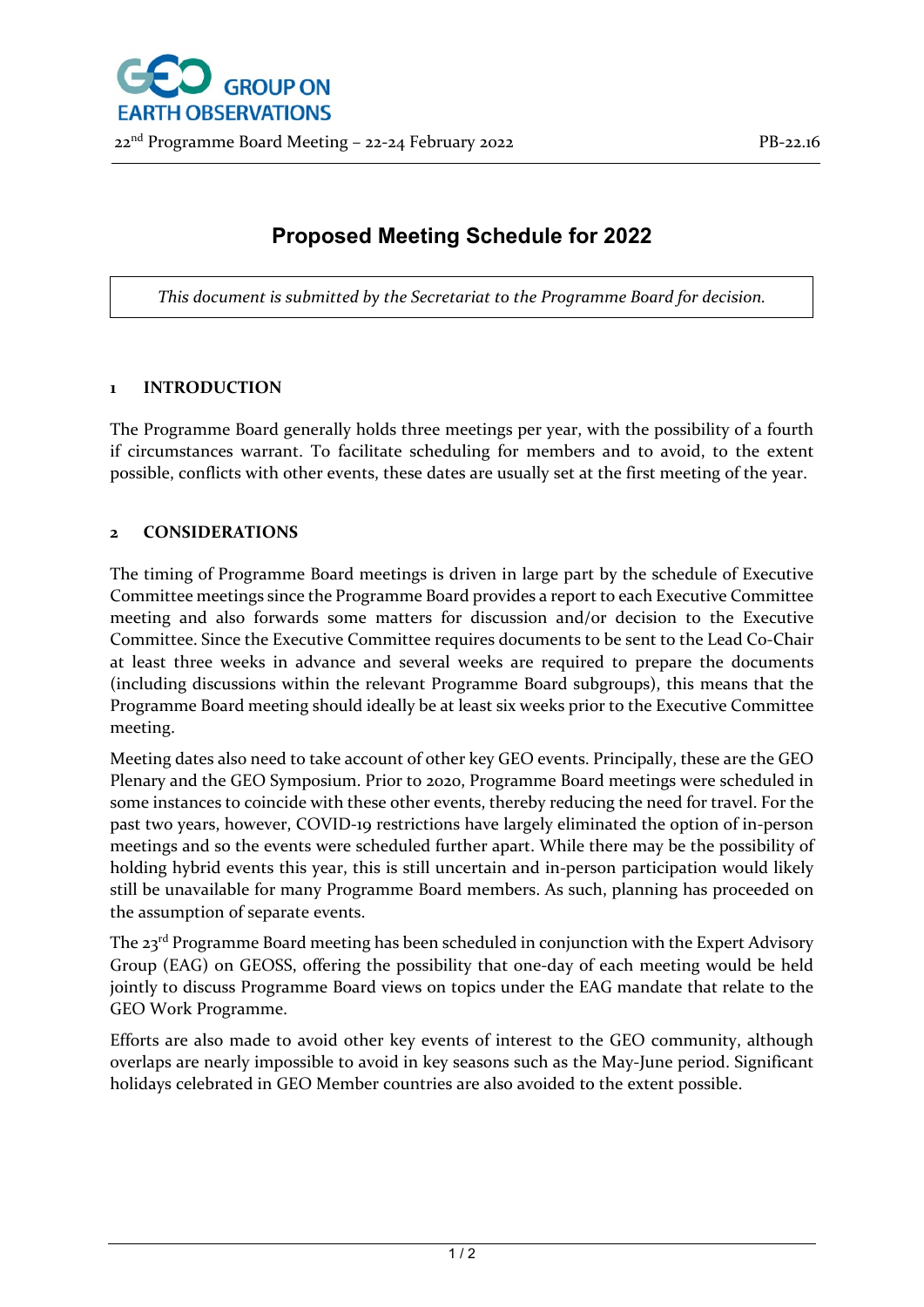# Proposed Meeting Schedule for 2022

*This document is submitted by the Secretariat to the Programme Board for decision.*

## 1 INTRODUCTION

The Programme Board generally holds three meetings per year, with the possibility of a fourth if circumstances warrant. To facilitate scheduling for members and to avoid, to the extent possible, conflicts with other events, these dates are usually set at the first meeting of the year.

## 2 CONSIDERATIONS

The timing of Programme Board meetings is driven in large part by the schedule of Executive Committee meetings since the Programme Board provides a report to each Executive Committee meeting and also forwards some matters for discussion and/or decision to the Executive Committee. Since the Executive Committee requires documents to be sent to the Lead Co-Chair at least three weeks in advance and several weeks are required to prepare the documents (including discussions within the relevant Programme Board subgroups), this means that the Programme Board meeting should ideally be at least six weeks prior to the Executive Committee meeting.

Meeting dates also need to take account of other key GEO events. Principally, these are the GEO Plenary and the GEO Symposium. Prior to 2020, Programme Board meetings were scheduled in some instances to coincide with these other events, thereby reducing the need for travel. For the past two years, however, COVID-19 restrictions have largely eliminated the option of in-person meetings and so the events were scheduled further apart. While there may be the possibility of holding hybrid events this year, this is still uncertain and in-person participation would likely still be unavailable for many Programme Board members. As such, planning has proceeded on the assumption of separate events.

The 23rd Programme Board meeting has been scheduled in conjunction with the Expert Advisory Group (EAG) on GEOSS, offering the possibility that one-day of each meeting would be held jointly to discuss Programme Board views on topics under the EAG mandate that relate to the GEO Work Programme.

Efforts are also made to avoid other key events of interest to the GEO community, although overlaps are nearly impossible to avoid in key seasons such as the May-June period. Significant holidays celebrated in GEO Member countries are also avoided to the extent possible.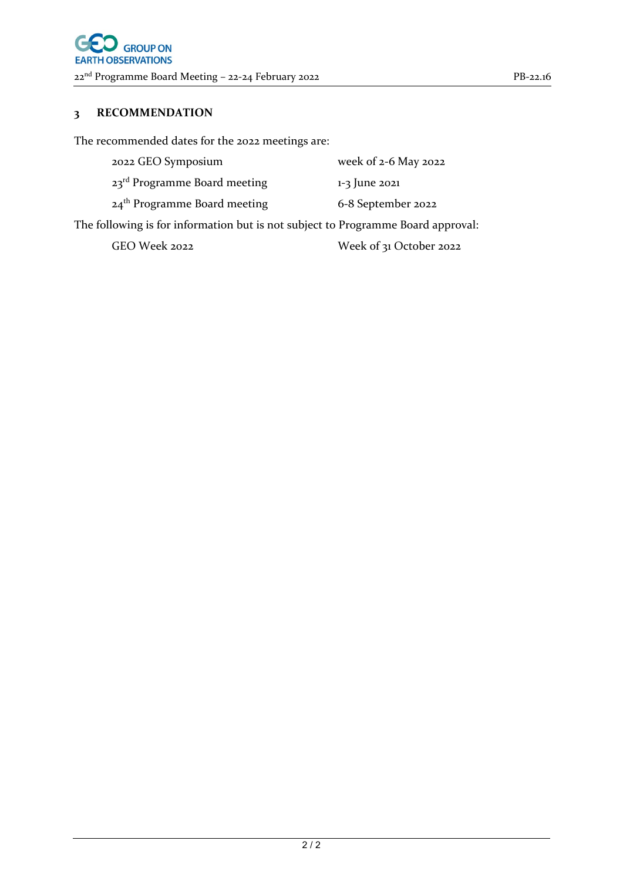## 3 RECOMMENDATION

The recommended dates for the 2022 meetings are:

| | |
|---|---|
| 2022 GEO Symposium | week of 2-6 May 2022 |
| 23rd Programme Board meeting | 1-3 June 2021 |
| 24th Programme Board meeting | 6-8 September 2022 |

The following is for information but is not subject to Programme Board approval:

| | |
|---|---|
| GEO Week 2022 | Week of 31 October 2022 |